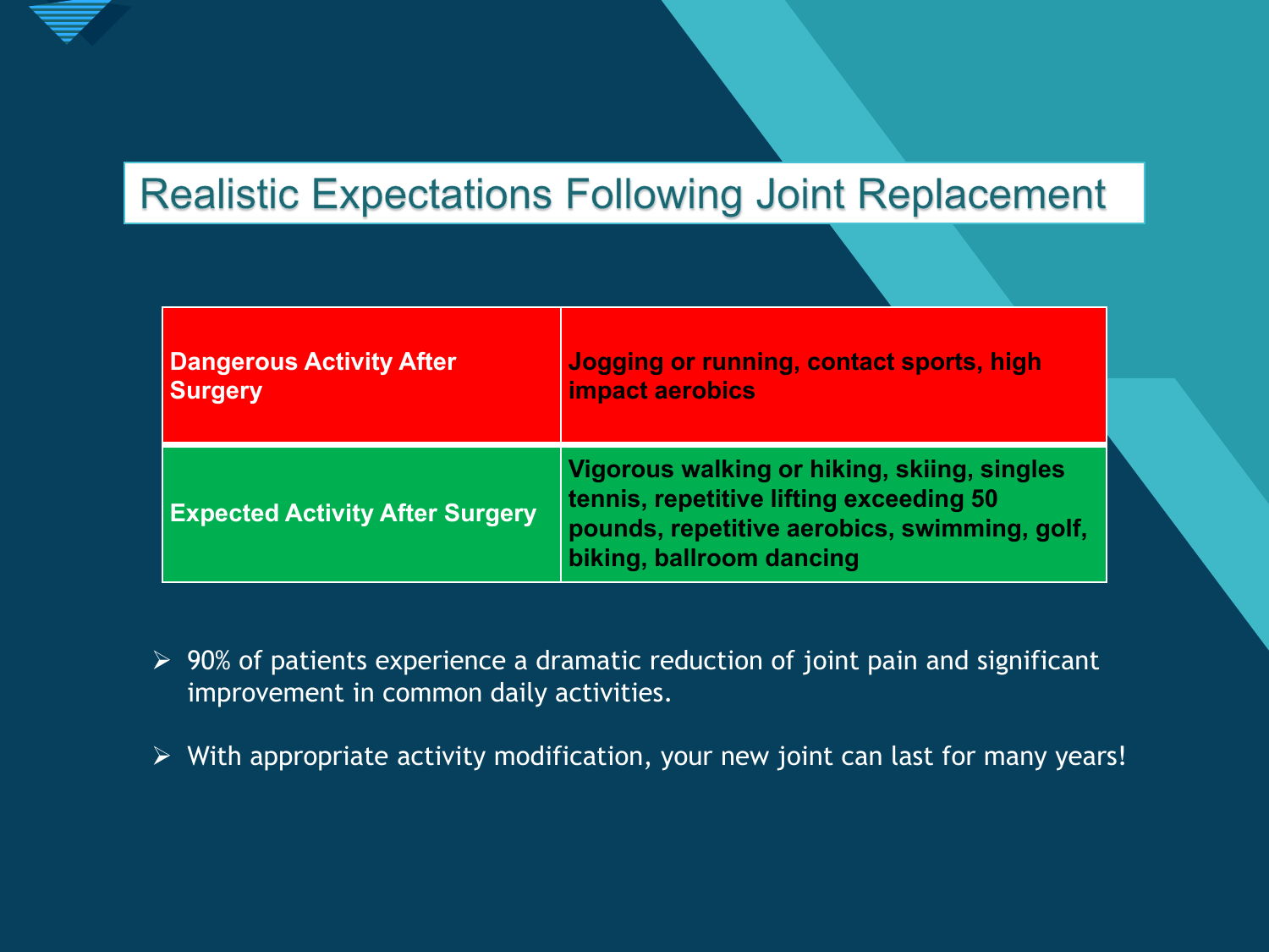# Realistic Expectations Following Joint Replacement

| | |
|---|---|
| **Dangerous Activity After Surgery** | **Jogging or running, contact sports, high impact aerobics** |
| **Expected Activity After Surgery** | **Vigorous walking or hiking, skiing, singles tennis, repetitive lifting exceeding 50 pounds, repetitive aerobics, swimming, golf, biking, ballroom dancing** |

- 90% of patients experience a dramatic reduction of joint pain and significant improvement in common daily activities.
- With appropriate activity modification, your new joint can last for many years!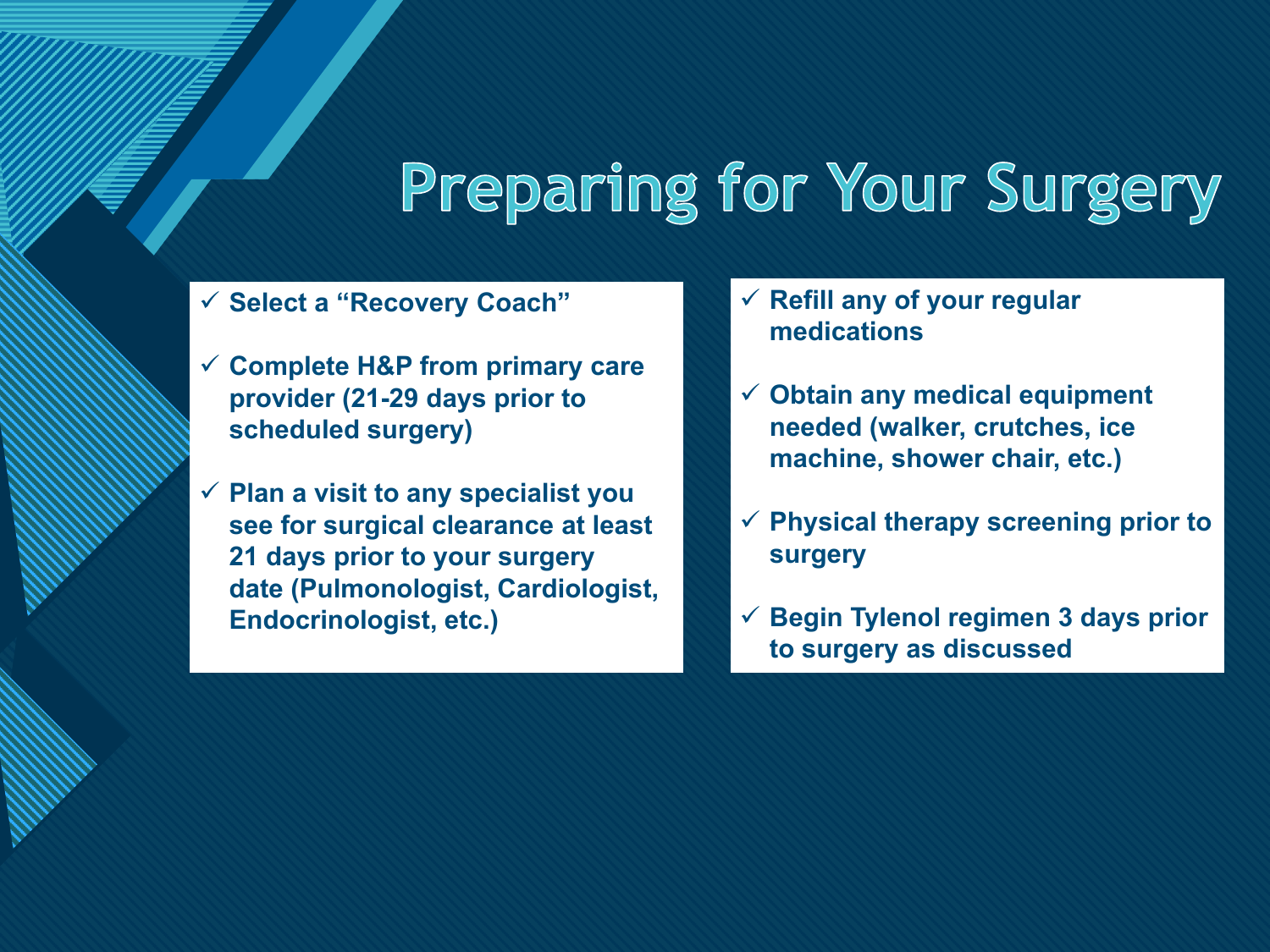# Preparing for Your Surgery

- ✓ **Select a "Recovery Coach"**
- ✓ **Complete H&P from primary care provider (21-29 days prior to scheduled surgery)**
- ✓ **Plan a visit to any specialist you see for surgical clearance at least 21 days prior to your surgery date (Pulmonologist, Cardiologist, Endocrinologist, etc.)**
- ✓ **Refill any of your regular medications**
- ✓ **Obtain any medical equipment needed (walker, crutches, ice machine, shower chair, etc.)**
- ✓ **Physical therapy screening prior to surgery**
- ✓ **Begin Tylenol regimen 3 days prior to surgery as discussed**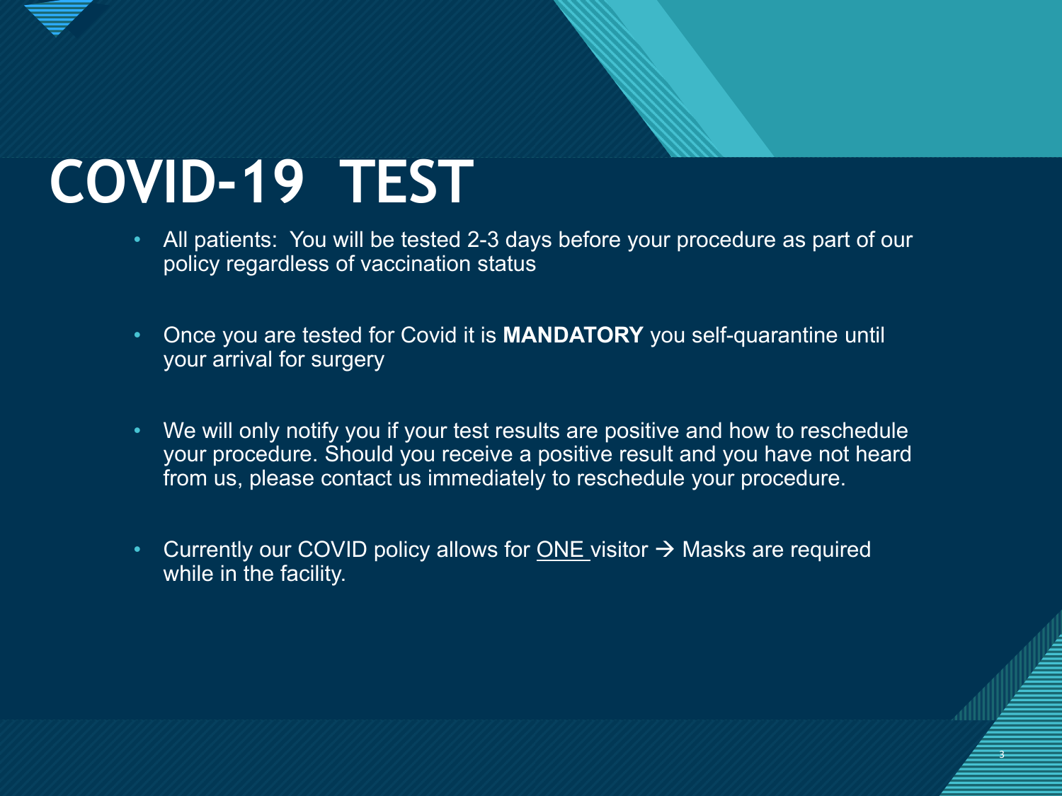# COVID-19 TEST

- All patients:  You will be tested 2-3 days before your procedure as part of our policy regardless of vaccination status

- Once you are tested for Covid it is **MANDATORY** you self-quarantine until your arrival for surgery

- We will only notify you if your test results are positive and how to reschedule your procedure. Should you receive a positive result and you have not heard from us, please contact us immediately to reschedule your procedure.

- Currently our COVID policy allows for ONE visitor → Masks are required while in the facility.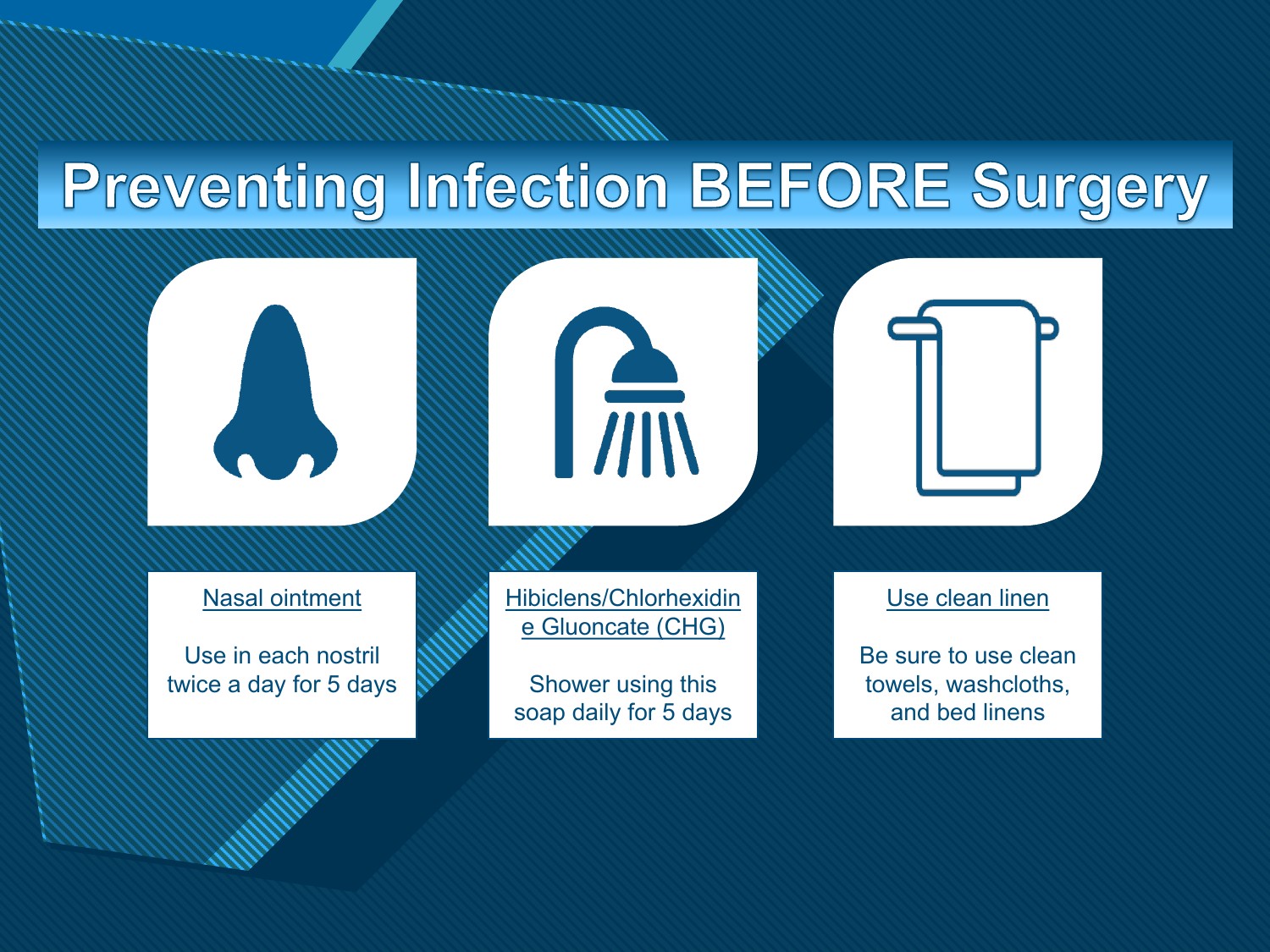# Preventing Infection BEFORE Surgery

<u>Nasal ointment</u>

Use in each nostril twice a day for 5 days

<u>Hibiclens/Chlorhexidine Gluoncate (CHG)</u>

Shower using this soap daily for 5 days

<u>Use clean linen</u>

Be sure to use clean towels, washcloths, and bed linens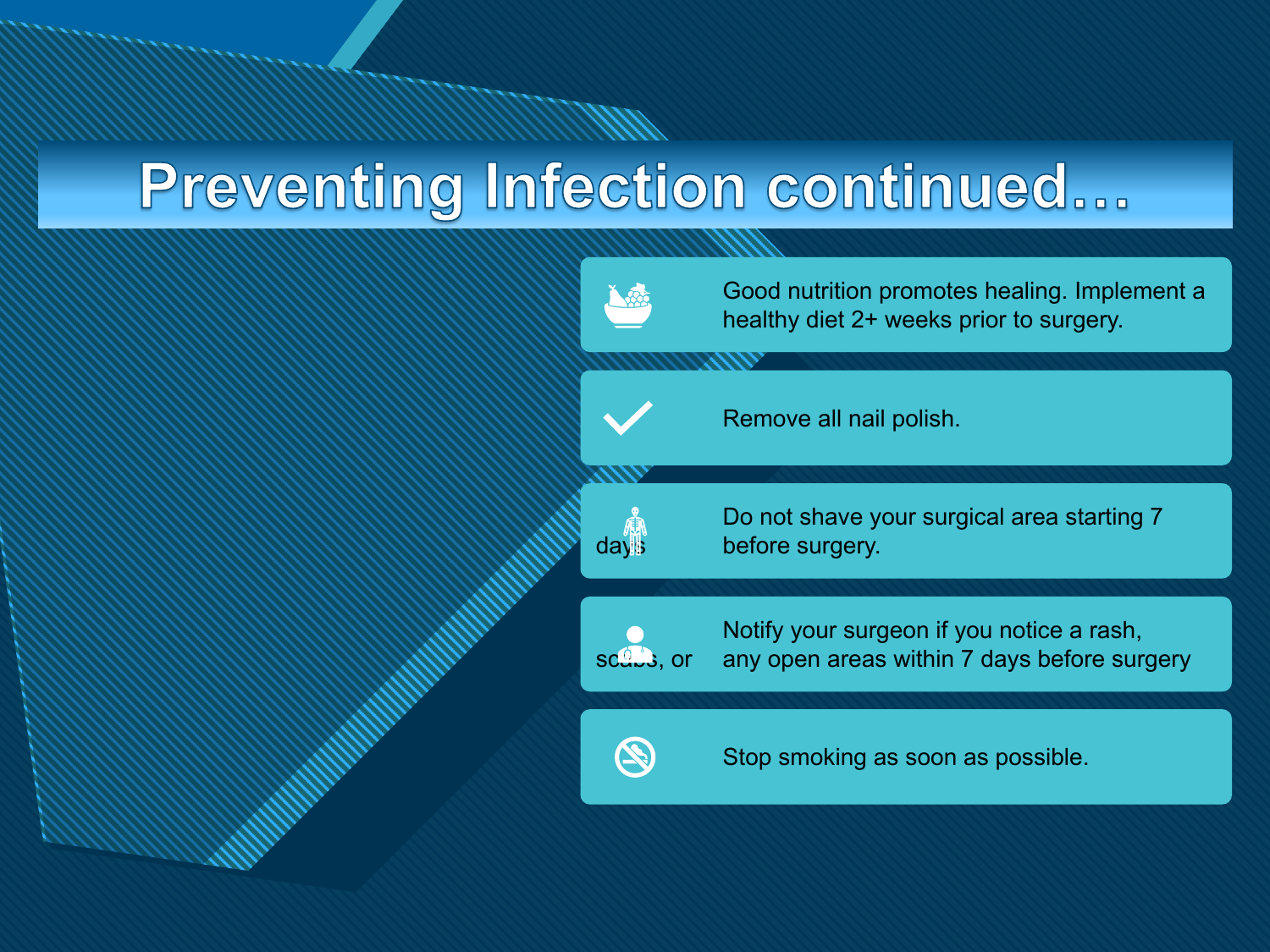# Preventing Infection continued…

- Good nutrition promotes healing. Implement a healthy diet 2+ weeks prior to surgery.
- Remove all nail polish.
- Do not shave your surgical area starting 7 days before surgery.
- Notify your surgeon if you notice a rash, scabs, or any open areas within 7 days before surgery
- Stop smoking as soon as possible.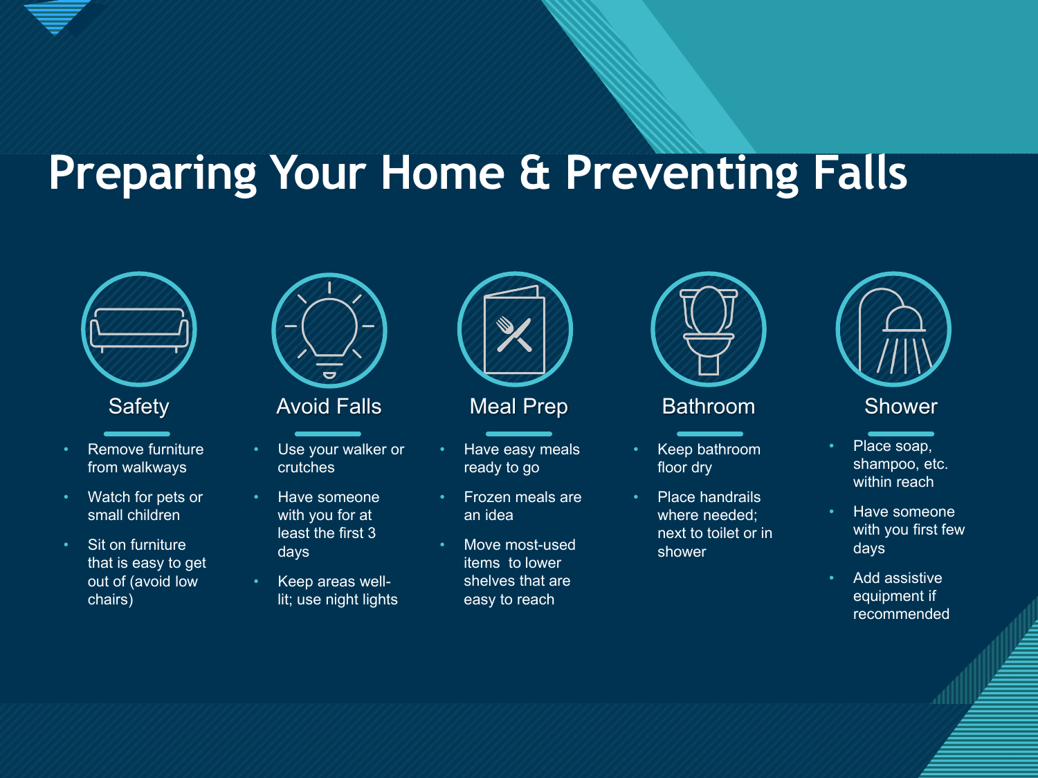# Preparing Your Home & Preventing Falls

## Safety

- Remove furniture from walkways
- Watch for pets or small children
- Sit on furniture that is easy to get out of (avoid low chairs)

## Avoid Falls

- Use your walker or crutches
- Have someone with you for at least the first 3 days
- Keep areas well-lit; use night lights

## Meal Prep

- Have easy meals ready to go
- Frozen meals are an idea
- Move most-used items to lower shelves that are easy to reach

## Bathroom

- Keep bathroom floor dry
- Place handrails where needed; next to toilet or in shower

## Shower

- Place soap, shampoo, etc. within reach
- Have someone with you first few days
- Add assistive equipment if recommended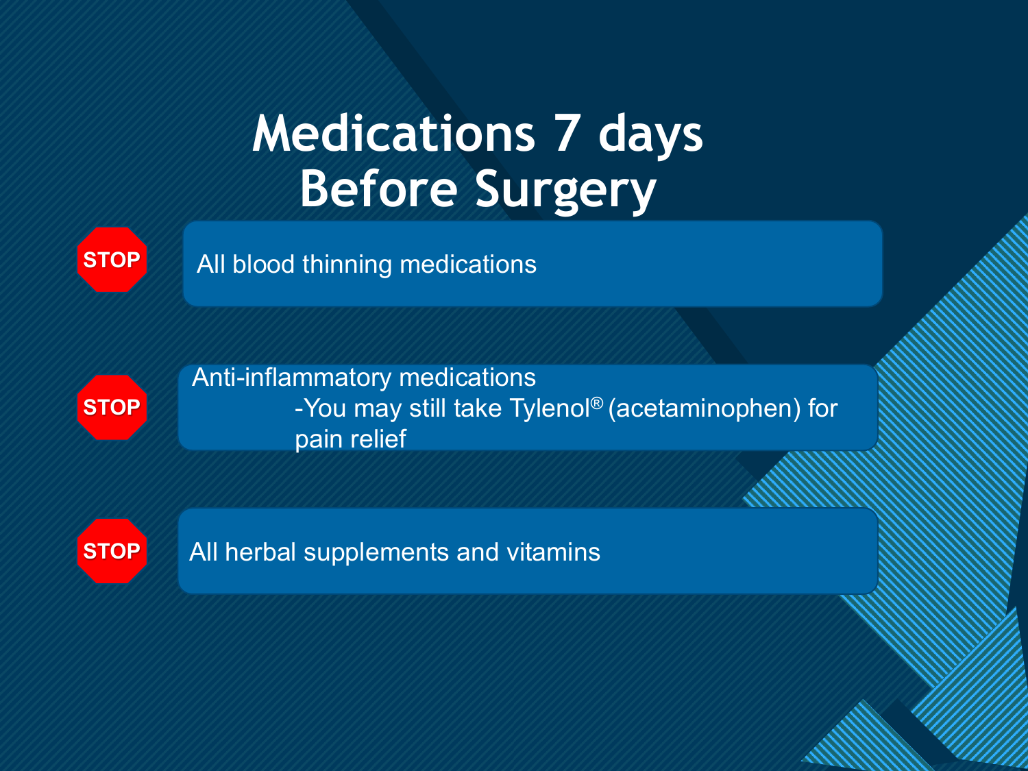# Medications 7 days Before Surgery

- **STOP** All blood thinning medications
- **STOP** Anti-inflammatory medications
  - -You may still take Tylenol® (acetaminophen) for pain relief
- **STOP** All herbal supplements and vitamins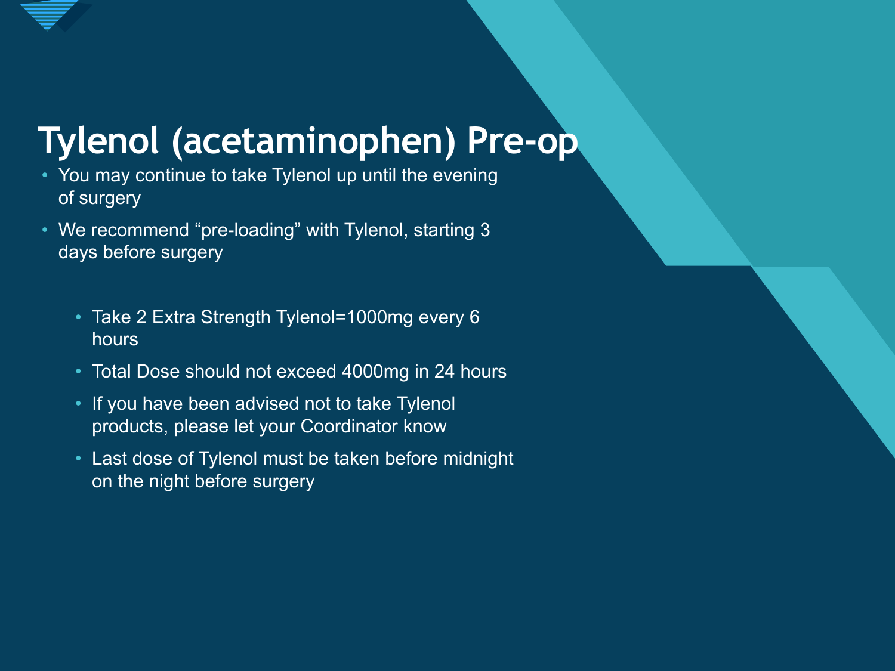# Tylenol (acetaminophen) Pre-op

- You may continue to take Tylenol up until the evening of surgery
- We recommend "pre-loading" with Tylenol, starting 3 days before surgery
  - Take 2 Extra Strength Tylenol=1000mg every 6 hours
  - Total Dose should not exceed 4000mg in 24 hours
  - If you have been advised not to take Tylenol products, please let your Coordinator know
  - Last dose of Tylenol must be taken before midnight on the night before surgery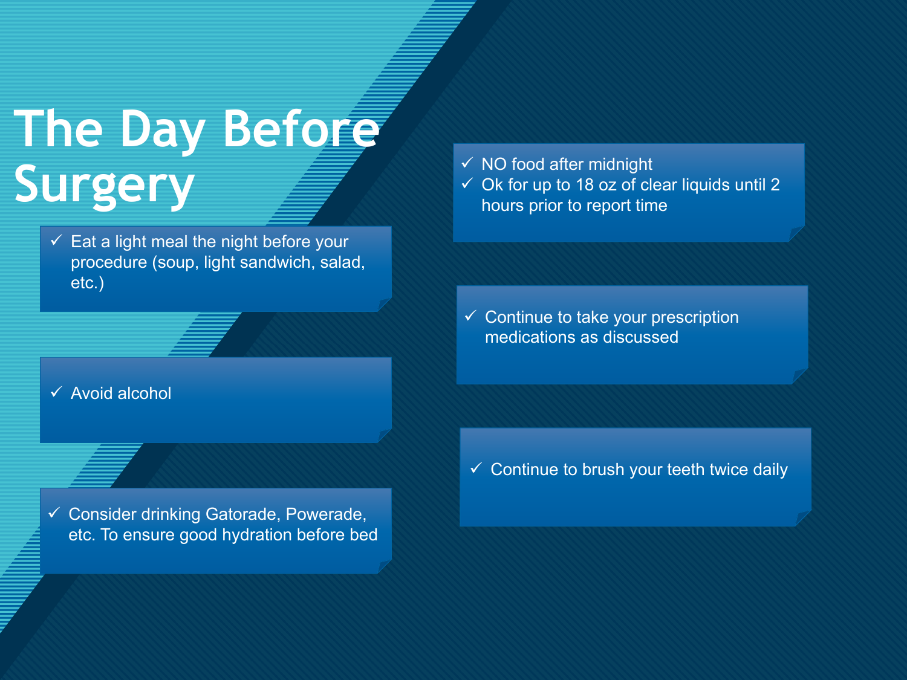# The Day Before Surgery

- ✓ Eat a light meal the night before your procedure (soup, light sandwich, salad, etc.)
- ✓ Avoid alcohol
- ✓ Consider drinking Gatorade, Powerade, etc. To ensure good hydration before bed
- ✓ NO food after midnight
- ✓ Ok for up to 18 oz of clear liquids until 2 hours prior to report time
- ✓ Continue to take your prescription medications as discussed
- ✓ Continue to brush your teeth twice daily